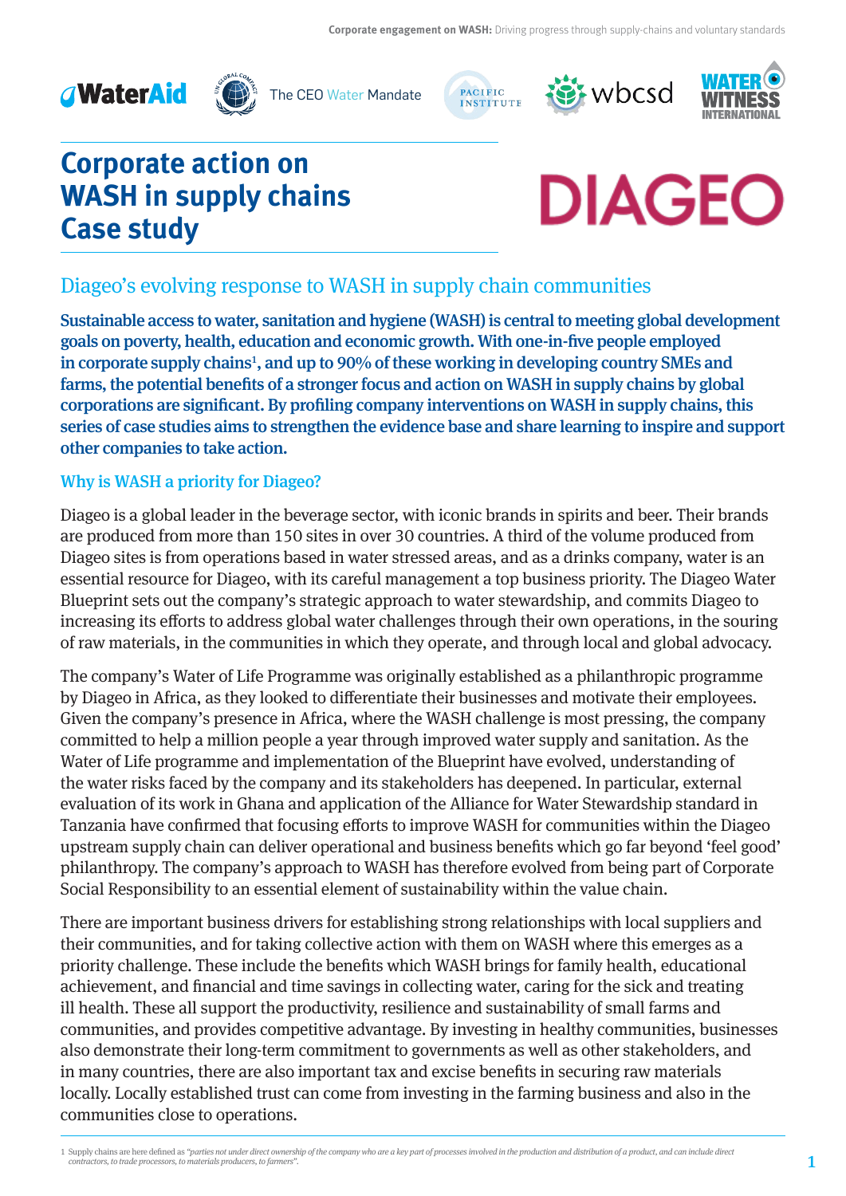WaterAid | The CEO Water Mandate | Pacific Institute | wbcsd | Water Witness International

# Corporate action on WASH in supply chains Case study

DIAGEO

## Diageo's evolving response to WASH in supply chain communities

**Sustainable access to water, sanitation and hygiene (WASH) is central to meeting global development goals on poverty, health, education and economic growth. With one-in-five people employed in corporate supply chains[1], and up to 90% of these working in developing country SMEs and farms, the potential benefits of a stronger focus and action on WASH in supply chains by global corporations are significant. By profiling company interventions on WASH in supply chains, this series of case studies aims to strengthen the evidence base and share learning to inspire and support other companies to take action.**

### Why is WASH a priority for Diageo?

Diageo is a global leader in the beverage sector, with iconic brands in spirits and beer. Their brands are produced from more than 150 sites in over 30 countries. A third of the volume produced from Diageo sites is from operations based in water stressed areas, and as a drinks company, water is an essential resource for Diageo, with its careful management a top business priority. The Diageo Water Blueprint sets out the company's strategic approach to water stewardship, and commits Diageo to increasing its efforts to address global water challenges through their own operations, in the souring of raw materials, in the communities in which they operate, and through local and global advocacy.

The company's Water of Life Programme was originally established as a philanthropic programme by Diageo in Africa, as they looked to differentiate their businesses and motivate their employees. Given the company's presence in Africa, where the WASH challenge is most pressing, the company committed to help a million people a year through improved water supply and sanitation. As the Water of Life programme and implementation of the Blueprint have evolved, understanding of the water risks faced by the company and its stakeholders has deepened. In particular, external evaluation of its work in Ghana and application of the Alliance for Water Stewardship standard in Tanzania have confirmed that focusing efforts to improve WASH for communities within the Diageo upstream supply chain can deliver operational and business benefits which go far beyond 'feel good' philanthropy. The company's approach to WASH has therefore evolved from being part of Corporate Social Responsibility to an essential element of sustainability within the value chain.

There are important business drivers for establishing strong relationships with local suppliers and their communities, and for taking collective action with them on WASH where this emerges as a priority challenge. These include the benefits which WASH brings for family health, educational achievement, and financial and time savings in collecting water, caring for the sick and treating ill health. These all support the productivity, resilience and sustainability of small farms and communities, and provides competitive advantage. By investing in healthy communities, businesses also demonstrate their long-term commitment to governments as well as other stakeholders, and in many countries, there are also important tax and excise benefits in securing raw materials locally. Locally established trust can come from investing in the farming business and also in the communities close to operations.

---

1 Supply chains are here defined as *"parties not under direct ownership of the company who are a key part of processes involved in the production and distribution of a product, and can include direct contractors, to trade processors, to materials producers, to farmers"*.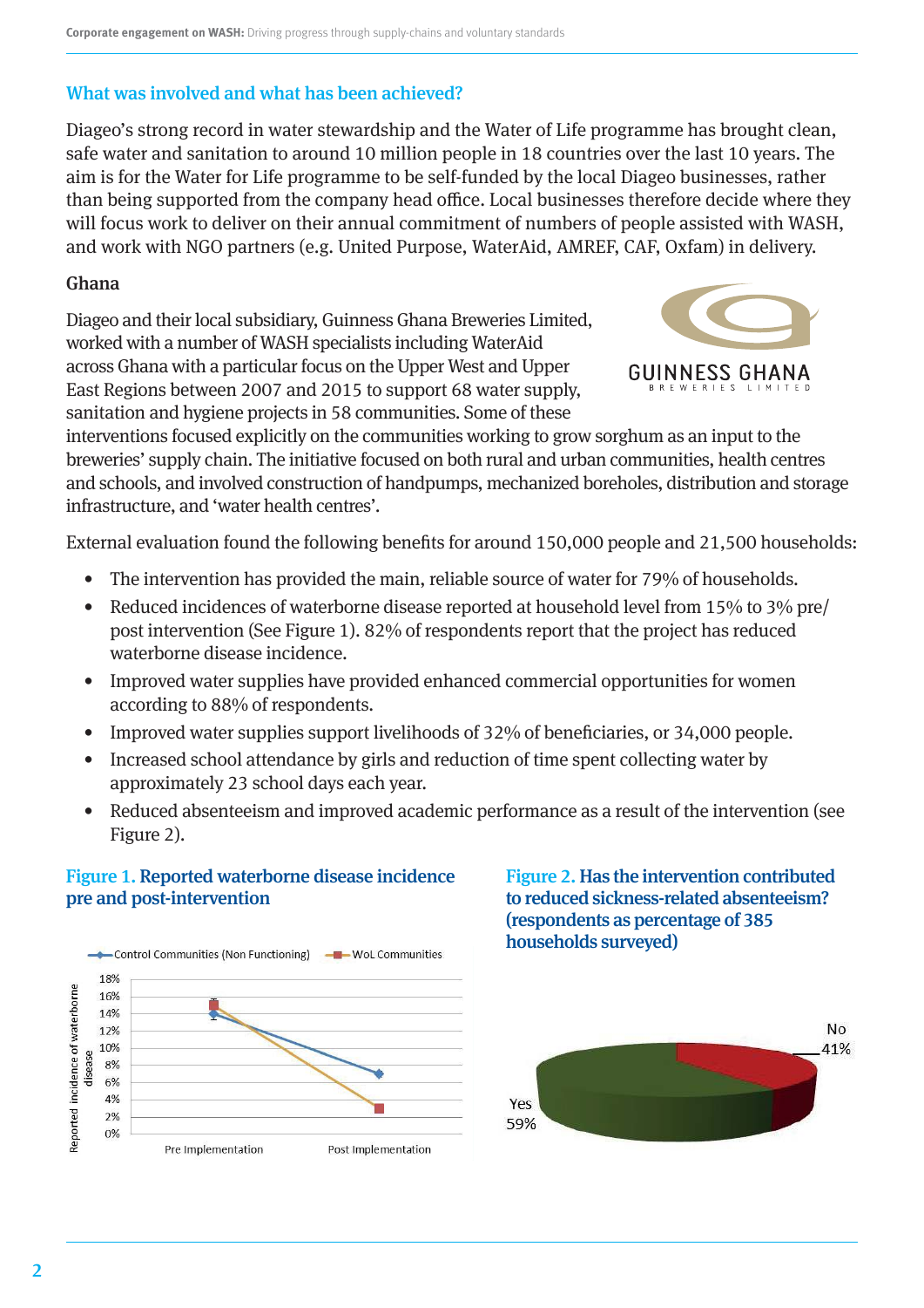## What was involved and what has been achieved?

Diageo's strong record in water stewardship and the Water of Life programme has brought clean, safe water and sanitation to around 10 million people in 18 countries over the last 10 years. The aim is for the Water for Life programme to be self-funded by the local Diageo businesses, rather than being supported from the company head office. Local businesses therefore decide where they will focus work to deliver on their annual commitment of numbers of people assisted with WASH, and work with NGO partners (e.g. United Purpose, WaterAid, AMREF, CAF, Oxfam) in delivery.

### Ghana

Diageo and their local subsidiary, Guinness Ghana Breweries Limited, worked with a number of WASH specialists including WaterAid across Ghana with a particular focus on the Upper West and Upper East Regions between 2007 and 2015 to support 68 water supply, sanitation and hygiene projects in 58 communities. Some of these interventions focused explicitly on the communities working to grow sorghum as an input to the breweries' supply chain. The initiative focused on both rural and urban communities, health centres and schools, and involved construction of handpumps, mechanized boreholes, distribution and storage infrastructure, and 'water health centres'.

External evaluation found the following benefits for around 150,000 people and 21,500 households:

- The intervention has provided the main, reliable source of water for 79% of households.
- Reduced incidences of waterborne disease reported at household level from 15% to 3% pre/post intervention (See Figure 1). 82% of respondents report that the project has reduced waterborne disease incidence.
- Improved water supplies have provided enhanced commercial opportunities for women according to 88% of respondents.
- Improved water supplies support livelihoods of 32% of beneficiaries, or 34,000 people.
- Increased school attendance by girls and reduction of time spent collecting water by approximately 23 school days each year.
- Reduced absenteeism and improved academic performance as a result of the intervention (see Figure 2).

**Figure 1. Reported waterborne disease incidence pre and post-intervention**

**Figure 2. Has the intervention contributed to reduced sickness-related absenteeism? (respondents as percentage of 385 households surveyed)**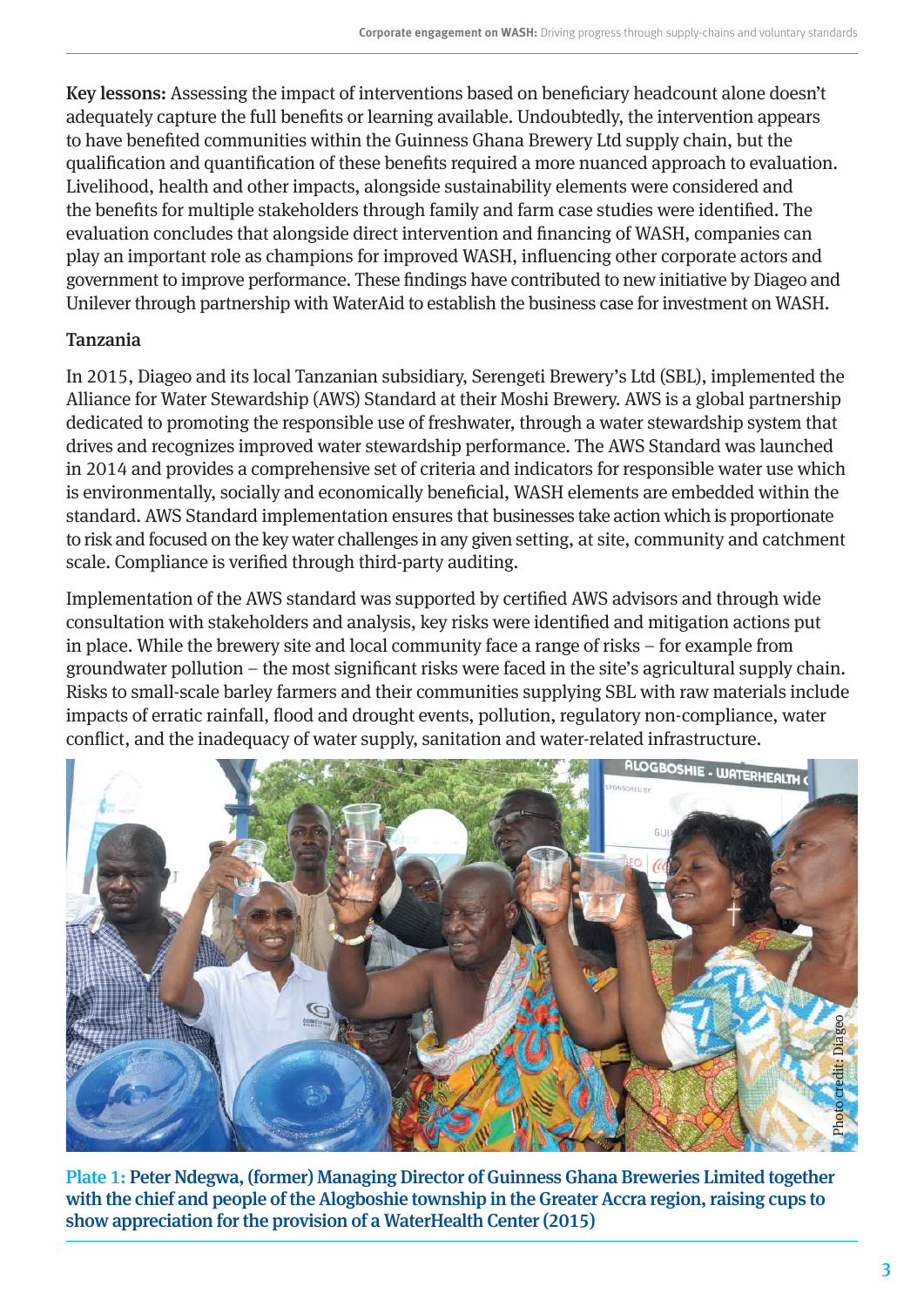**Key lessons:** Assessing the impact of interventions based on beneficiary headcount alone doesn't adequately capture the full benefits or learning available. Undoubtedly, the intervention appears to have benefited communities within the Guinness Ghana Brewery Ltd supply chain, but the qualification and quantification of these benefits required a more nuanced approach to evaluation. Livelihood, health and other impacts, alongside sustainability elements were considered and the benefits for multiple stakeholders through family and farm case studies were identified. The evaluation concludes that alongside direct intervention and financing of WASH, companies can play an important role as champions for improved WASH, influencing other corporate actors and government to improve performance. These findings have contributed to new initiative by Diageo and Unilever through partnership with WaterAid to establish the business case for investment on WASH.

## Tanzania

In 2015, Diageo and its local Tanzanian subsidiary, Serengeti Brewery's Ltd (SBL), implemented the Alliance for Water Stewardship (AWS) Standard at their Moshi Brewery. AWS is a global partnership dedicated to promoting the responsible use of freshwater, through a water stewardship system that drives and recognizes improved water stewardship performance. The AWS Standard was launched in 2014 and provides a comprehensive set of criteria and indicators for responsible water use which is environmentally, socially and economically beneficial, WASH elements are embedded within the standard. AWS Standard implementation ensures that businesses take action which is proportionate to risk and focused on the key water challenges in any given setting, at site, community and catchment scale. Compliance is verified through third-party auditing.

Implementation of the AWS standard was supported by certified AWS advisors and through wide consultation with stakeholders and analysis, key risks were identified and mitigation actions put in place. While the brewery site and local community face a range of risks – for example from groundwater pollution – the most significant risks were faced in the site's agricultural supply chain. Risks to small-scale barley farmers and their communities supplying SBL with raw materials include impacts of erratic rainfall, flood and drought events, pollution, regulatory non-compliance, water conflict, and the inadequacy of water supply, sanitation and water-related infrastructure.

Photo credit: Diageo

**Plate 1:** Peter Ndegwa, (former) Managing Director of Guinness Ghana Breweries Limited together with the chief and people of the Alogboshie township in the Greater Accra region, raising cups to show appreciation for the provision of a WaterHealth Center (2015)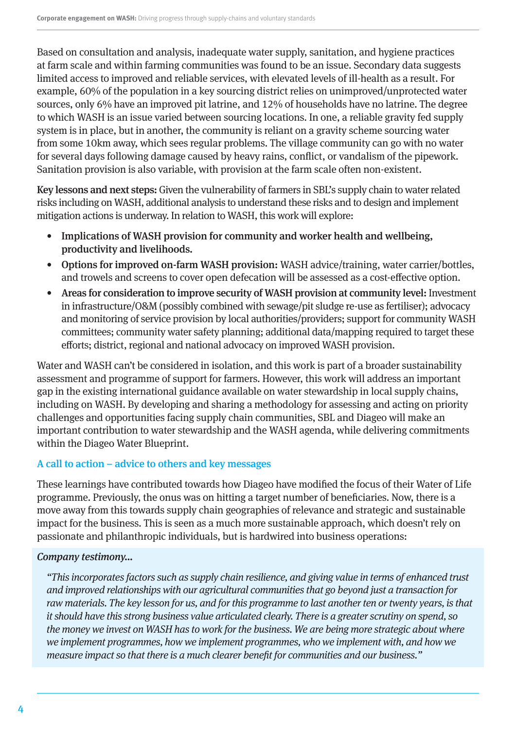Based on consultation and analysis, inadequate water supply, sanitation, and hygiene practices at farm scale and within farming communities was found to be an issue. Secondary data suggests limited access to improved and reliable services, with elevated levels of ill-health as a result. For example, 60% of the population in a key sourcing district relies on unimproved/unprotected water sources, only 6% have an improved pit latrine, and 12% of households have no latrine. The degree to which WASH is an issue varied between sourcing locations. In one, a reliable gravity fed supply system is in place, but in another, the community is reliant on a gravity scheme sourcing water from some 10km away, which sees regular problems. The village community can go with no water for several days following damage caused by heavy rains, conflict, or vandalism of the pipework. Sanitation provision is also variable, with provision at the farm scale often non-existent.

**Key lessons and next steps:** Given the vulnerability of farmers in SBL's supply chain to water related risks including on WASH, additional analysis to understand these risks and to design and implement mitigation actions is underway. In relation to WASH, this work will explore:

- **Implications of WASH provision for community and worker health and wellbeing, productivity and livelihoods.**
- **Options for improved on-farm WASH provision:** WASH advice/training, water carrier/bottles, and trowels and screens to cover open defecation will be assessed as a cost-effective option.
- **Areas for consideration to improve security of WASH provision at community level:** Investment in infrastructure/O&M (possibly combined with sewage/pit sludge re-use as fertiliser); advocacy and monitoring of service provision by local authorities/providers; support for community WASH committees; community water safety planning; additional data/mapping required to target these efforts; district, regional and national advocacy on improved WASH provision.

Water and WASH can't be considered in isolation, and this work is part of a broader sustainability assessment and programme of support for farmers. However, this work will address an important gap in the existing international guidance available on water stewardship in local supply chains, including on WASH. By developing and sharing a methodology for assessing and acting on priority challenges and opportunities facing supply chain communities, SBL and Diageo will make an important contribution to water stewardship and the WASH agenda, while delivering commitments within the Diageo Water Blueprint.

## A call to action – advice to others and key messages

These learnings have contributed towards how Diageo have modified the focus of their Water of Life programme. Previously, the onus was on hitting a target number of beneficiaries. Now, there is a move away from this towards supply chain geographies of relevance and strategic and sustainable impact for the business. This is seen as a much more sustainable approach, which doesn't rely on passionate and philanthropic individuals, but is hardwired into business operations:

***Company testimony…***

*"This incorporates factors such as supply chain resilience, and giving value in terms of enhanced trust and improved relationships with our agricultural communities that go beyond just a transaction for raw materials. The key lesson for us, and for this programme to last another ten or twenty years, is that it should have this strong business value articulated clearly. There is a greater scrutiny on spend, so the money we invest on WASH has to work for the business. We are being more strategic about where we implement programmes, how we implement programmes, who we implement with, and how we measure impact so that there is a much clearer benefit for communities and our business."*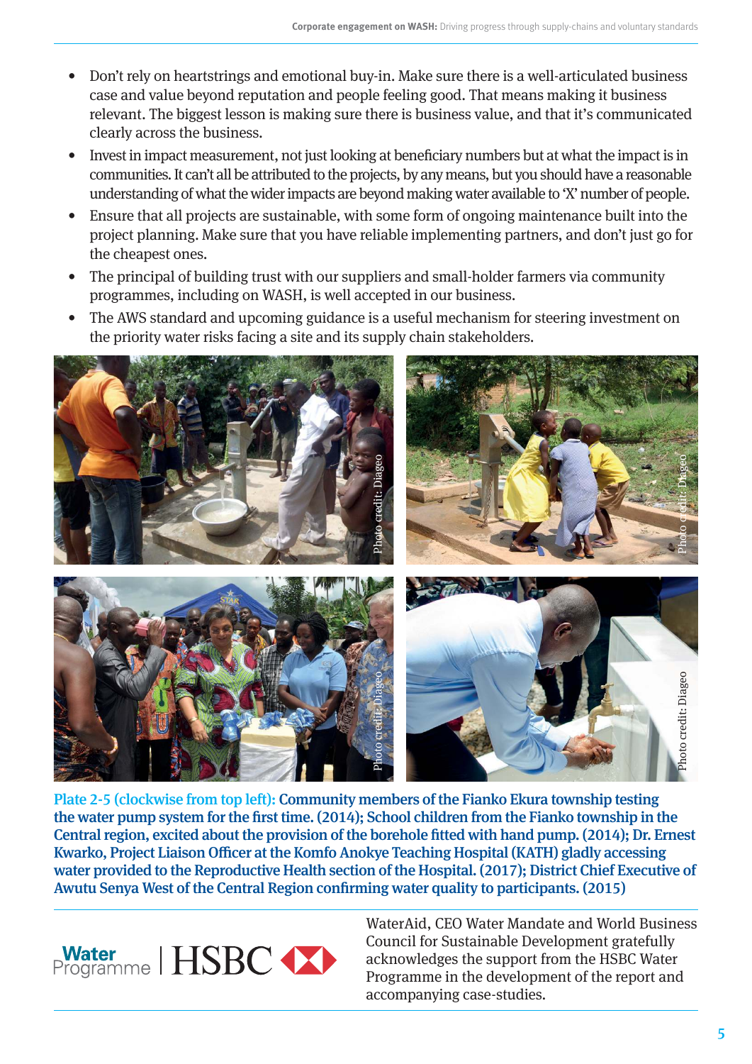- Don't rely on heartstrings and emotional buy-in. Make sure there is a well-articulated business case and value beyond reputation and people feeling good. That means making it business relevant. The biggest lesson is making sure there is business value, and that it's communicated clearly across the business.
- Invest in impact measurement, not just looking at beneficiary numbers but at what the impact is in communities. It can't all be attributed to the projects, by any means, but you should have a reasonable understanding of what the wider impacts are beyond making water available to 'X' number of people.
- Ensure that all projects are sustainable, with some form of ongoing maintenance built into the project planning. Make sure that you have reliable implementing partners, and don't just go for the cheapest ones.
- The principal of building trust with our suppliers and small-holder farmers via community programmes, including on WASH, is well accepted in our business.
- The AWS standard and upcoming guidance is a useful mechanism for steering investment on the priority water risks facing a site and its supply chain stakeholders.

Photo credit: Diageo

Photo credit: Diageo

Photo credit: Diageo

Photo credit: Diageo

**Plate 2-5 (clockwise from top left): Community members of the Fianko Ekura township testing the water pump system for the first time. (2014); School children from the Fianko township in the Central region, excited about the provision of the borehole fitted with hand pump. (2014); Dr. Ernest Kwarko, Project Liaison Officer at the Komfo Anokye Teaching Hospital (KATH) gladly accessing water provided to the Reproductive Health section of the Hospital. (2017); District Chief Executive of Awutu Senya West of the Central Region confirming water quality to participants. (2015)**

Water Programme | HSBC

WaterAid, CEO Water Mandate and World Business Council for Sustainable Development gratefully acknowledges the support from the HSBC Water Programme in the development of the report and accompanying case-studies.